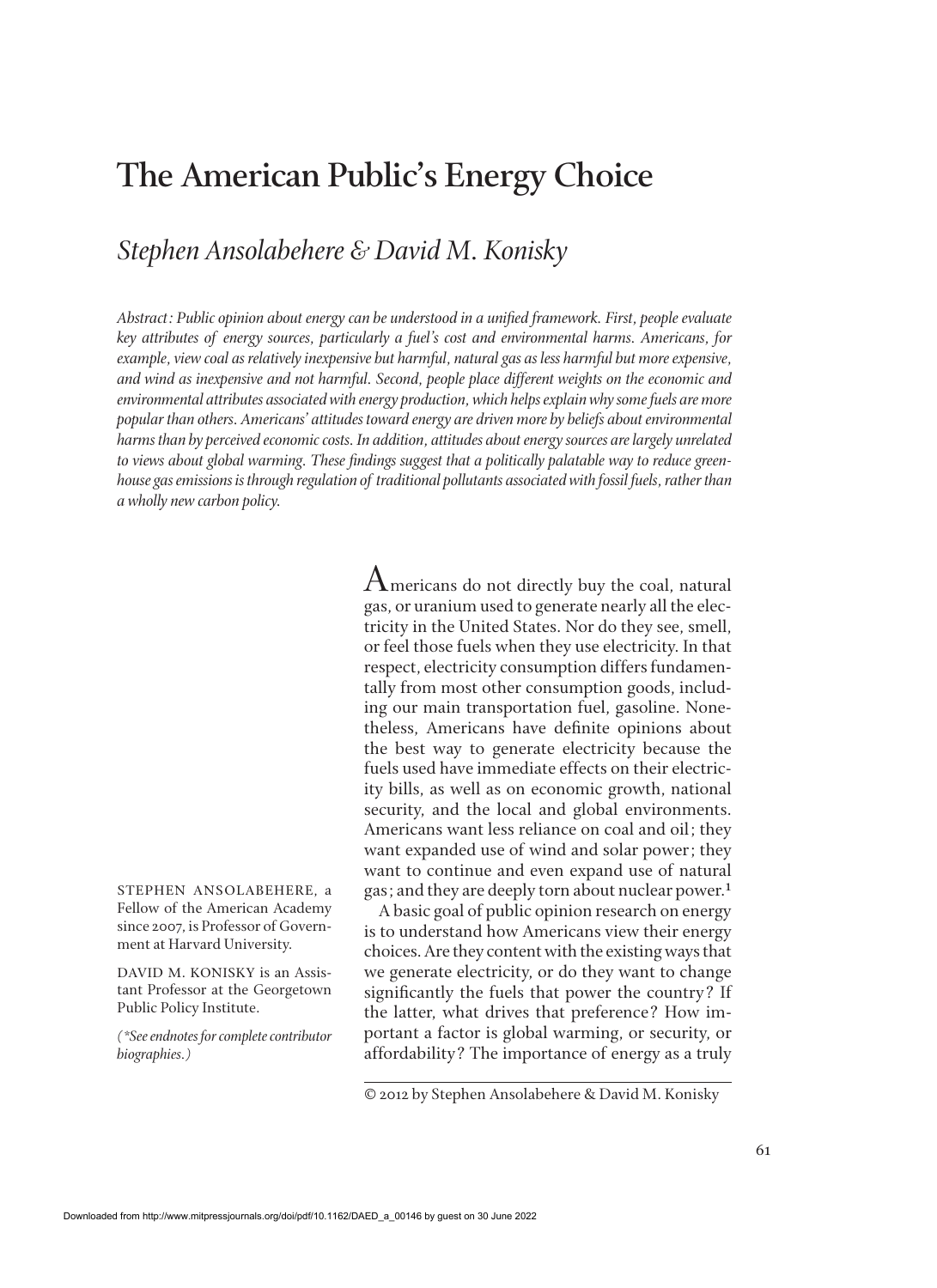# The American Public's Energy Choice

## *Stephen Ansolabehere & David M. Konisky*

*Abstract: Public opinion about energy can be understood in a unified framework. First, people evaluate key attributes of energy sources, particularly a fuel's cost and environmental harms. Americans, for example, view coal as relatively inexpensive but harmful, natural gas as less harmful but more expensive, and wind as inexpensive and not harmful. Second, people place different weights on the economic and environmental attributes associated with energy production, which helps explain why some fuels are more popular than others. Americans' attitudes toward energy are driven more by beliefs about environmental harms than by perceived economic costs. In addition, attitudes about energy sources are largely unrelated to views about global warming. These findings suggest that a politically palatable way to reduce greenhouse gas emissions is through regulation of traditional pollutants associated with fossil fuels, rather than a wholly new carbon policy.*

Americans do not directly buy the coal, natural gas, or uranium used to generate nearly all the electricity in the United States. Nor do they see, smell, or feel those fuels when they use electricity. In that respect, electricity consumption differs fundamentally from most other consumption goods, including our main transportation fuel, gasoline. Nonetheless, Americans have definite opinions about the best way to generate electricity because the fuels used have immediate effects on their electricity bills, as well as on economic growth, national security, and the local and global environments. Americans want less reliance on coal and oil; they want expanded use of wind and solar power; they want to continue and even expand use of natural gas; and they are deeply torn about nuclear power.[1]

A basic goal of public opinion research on energy is to understand how Americans view their energy choices. Are they content with the existing ways that we generate electricity, or do they want to change significantly the fuels that power the country? If the latter, what drives that preference? How important a factor is global warming, or security, or affordability? The importance of energy as a truly

STEPHEN ANSOLABEHERE, a Fellow of the American Academy since 2007, is Professor of Government at Harvard University.

DAVID M. KONISKY is an Assistant Professor at the Georgetown Public Policy Institute.

*(\*See endnotes for complete contributor biographies.)*

© 2012 by Stephen Ansolabehere & David M. Konisky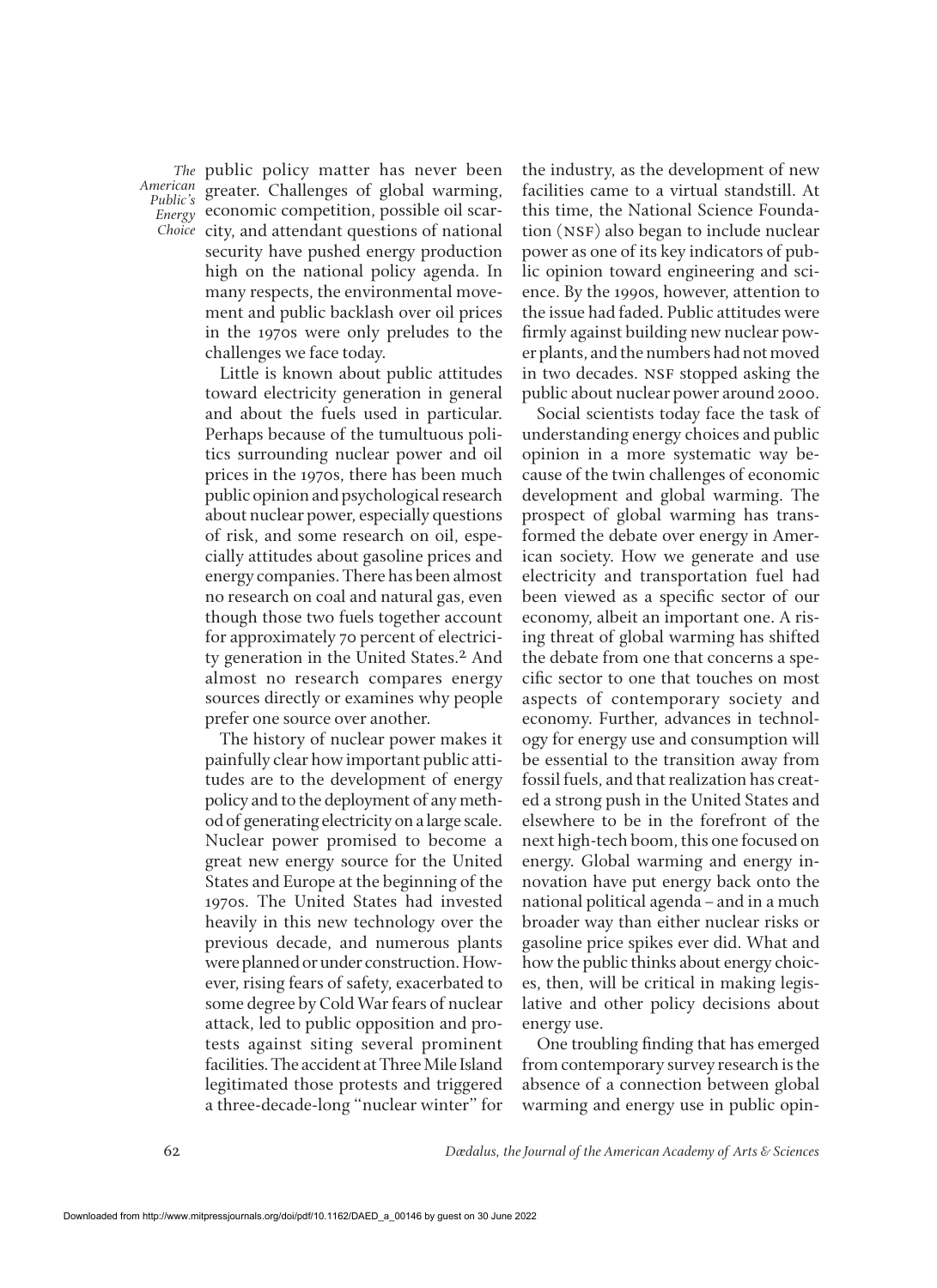public policy matter has never been greater. Challenges of global warming, economic competition, possible oil scarcity, and attendant questions of national security have pushed energy production high on the national policy agenda. In many respects, the environmental movement and public backlash over oil prices in the 1970s were only preludes to the challenges we face today.

Little is known about public attitudes toward electricity generation in general and about the fuels used in particular. Perhaps because of the tumultuous politics surrounding nuclear power and oil prices in the 1970s, there has been much public opinion and psychological research about nuclear power, especially questions of risk, and some research on oil, especially attitudes about gasoline prices and energy companies. There has been almost no research on coal and natural gas, even though those two fuels together account for approximately 70 percent of electricity generation in the United States.[2] And almost no research compares energy sources directly or examines why people prefer one source over another.

The history of nuclear power makes it painfully clear how important public attitudes are to the development of energy policy and to the deployment of any method of generating electricity on a large scale. Nuclear power promised to become a great new energy source for the United States and Europe at the beginning of the 1970s. The United States had invested heavily in this new technology over the previous decade, and numerous plants were planned or under construction. However, rising fears of safety, exacerbated to some degree by Cold War fears of nuclear attack, led to public opposition and protests against siting several prominent facilities. The accident at Three Mile Island legitimated those protests and triggered a three-decade-long "nuclear winter" for the industry, as the development of new facilities came to a virtual standstill. At this time, the National Science Foundation (NSF) also began to include nuclear power as one of its key indicators of public opinion toward engineering and science. By the 1990s, however, attention to the issue had faded. Public attitudes were firmly against building new nuclear power plants, and the numbers had not moved in two decades. NSF stopped asking the public about nuclear power around 2000.

Social scientists today face the task of understanding energy choices and public opinion in a more systematic way because of the twin challenges of economic development and global warming. The prospect of global warming has transformed the debate over energy in American society. How we generate and use electricity and transportation fuel had been viewed as a specific sector of our economy, albeit an important one. A rising threat of global warming has shifted the debate from one that concerns a specific sector to one that touches on most aspects of contemporary society and economy. Further, advances in technology for energy use and consumption will be essential to the transition away from fossil fuels, and that realization has created a strong push in the United States and elsewhere to be in the forefront of the next high-tech boom, this one focused on energy. Global warming and energy innovation have put energy back onto the national political agenda – and in a much broader way than either nuclear risks or gasoline price spikes ever did. What and how the public thinks about energy choices, then, will be critical in making legislative and other policy decisions about energy use.

One troubling finding that has emerged from contemporary survey research is the absence of a connection between global warming and energy use in public opin-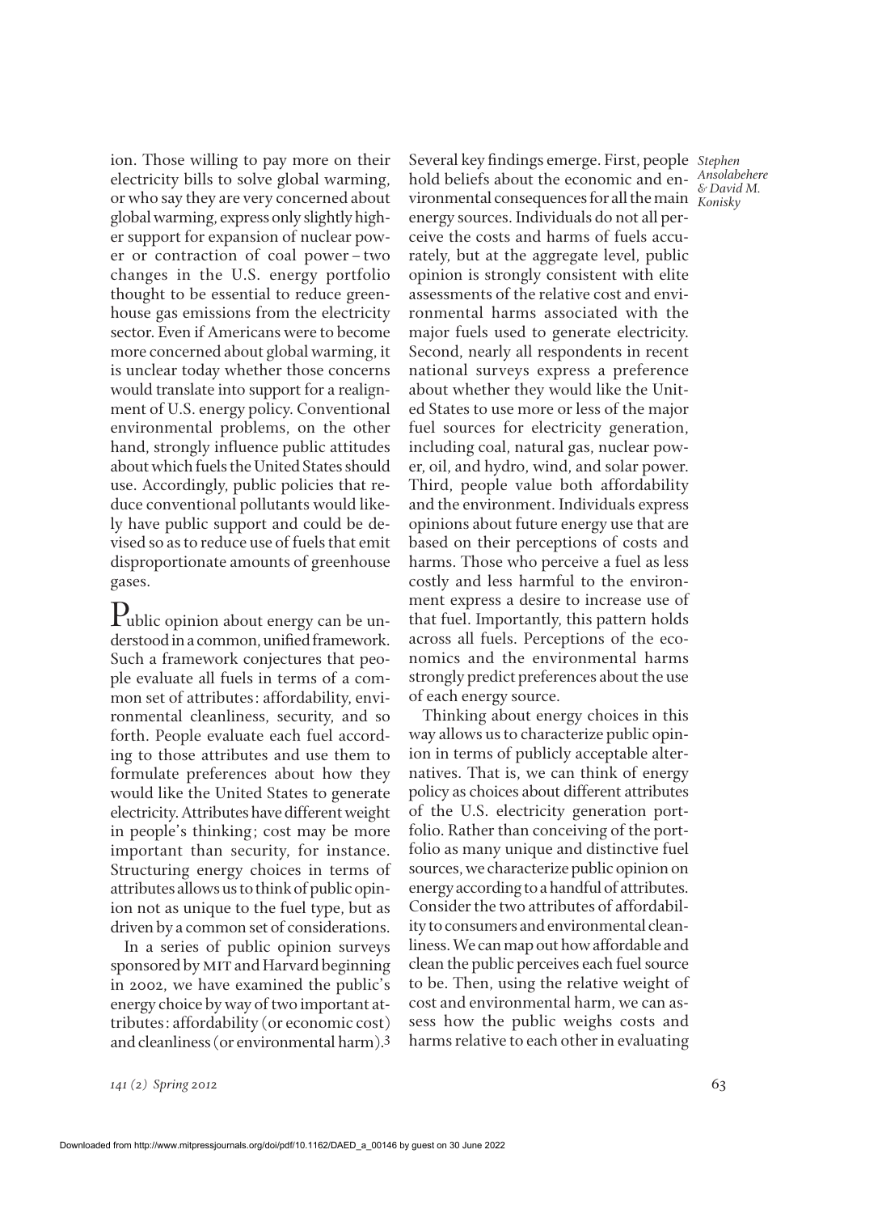ion. Those willing to pay more on their electricity bills to solve global warming, or who say they are very concerned about global warming, express only slightly higher support for expansion of nuclear power or contraction of coal power – two changes in the U.S. energy portfolio thought to be essential to reduce greenhouse gas emissions from the electricity sector. Even if Americans were to become more concerned about global warming, it is unclear today whether those concerns would translate into support for a realignment of U.S. energy policy. Conventional environmental problems, on the other hand, strongly influence public attitudes about which fuels the United States should use. Accordingly, public policies that reduce conventional pollutants would likely have public support and could be devised so as to reduce use of fuels that emit disproportionate amounts of greenhouse gases.

Public opinion about energy can be understood in a common, unified framework. Such a framework conjectures that people evaluate all fuels in terms of a common set of attributes: affordability, environmental cleanliness, security, and so forth. People evaluate each fuel according to those attributes and use them to formulate preferences about how they would like the United States to generate electricity. Attributes have different weight in people's thinking; cost may be more important than security, for instance. Structuring energy choices in terms of attributes allows us to think of public opinion not as unique to the fuel type, but as driven by a common set of considerations.

In a series of public opinion surveys sponsored by MIT and Harvard beginning in 2002, we have examined the public's energy choice by way of two important attributes: affordability (or economic cost) and cleanliness (or environmental harm).[3] Several key findings emerge. First, people hold beliefs about the economic and environmental consequences for all the main energy sources. Individuals do not all perceive the costs and harms of fuels accurately, but at the aggregate level, public opinion is strongly consistent with elite assessments of the relative cost and environmental harms associated with the major fuels used to generate electricity. Second, nearly all respondents in recent national surveys express a preference about whether they would like the United States to use more or less of the major fuel sources for electricity generation, including coal, natural gas, nuclear power, oil, and hydro, wind, and solar power. Third, people value both affordability and the environment. Individuals express opinions about future energy use that are based on their perceptions of costs and harms. Those who perceive a fuel as less costly and less harmful to the environment express a desire to increase use of that fuel. Importantly, this pattern holds across all fuels. Perceptions of the economics and the environmental harms strongly predict preferences about the use of each energy source.

Thinking about energy choices in this way allows us to characterize public opinion in terms of publicly acceptable alternatives. That is, we can think of energy policy as choices about different attributes of the U.S. electricity generation portfolio. Rather than conceiving of the portfolio as many unique and distinctive fuel sources, we characterize public opinion on energy according to a handful of attributes. Consider the two attributes of affordability to consumers and environmental cleanliness. We can map out how affordable and clean the public perceives each fuel source to be. Then, using the relative weight of cost and environmental harm, we can assess how the public weighs costs and harms relative to each other in evaluating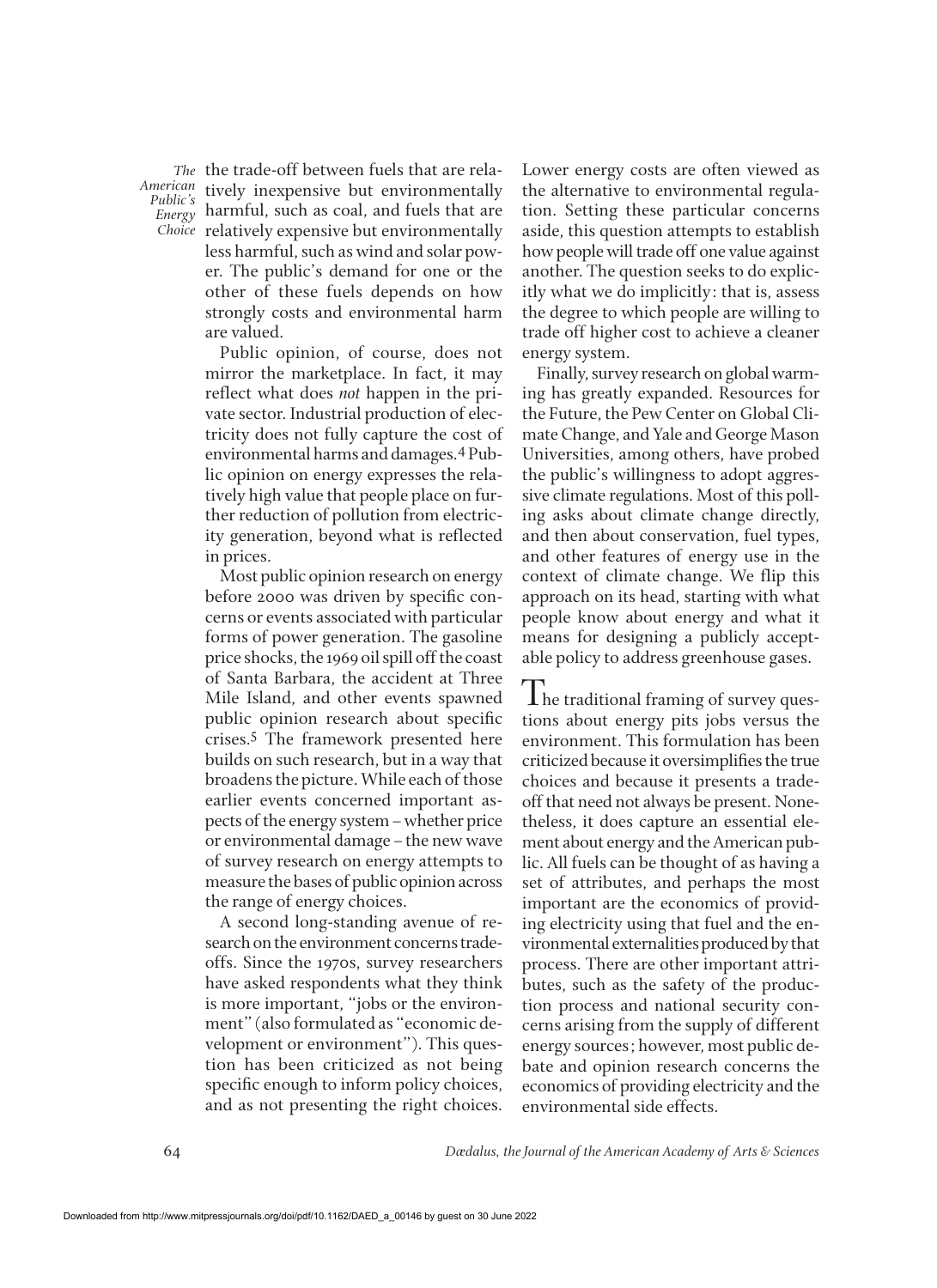the trade-off between fuels that are relatively inexpensive but environmentally harmful, such as coal, and fuels that are relatively expensive but environmentally less harmful, such as wind and solar power. The public's demand for one or the other of these fuels depends on how strongly costs and environmental harm are valued.

Public opinion, of course, does not mirror the marketplace. In fact, it may reflect what does *not* happen in the private sector. Industrial production of electricity does not fully capture the cost of environmental harms and damages.[4] Public opinion on energy expresses the relatively high value that people place on further reduction of pollution from electricity generation, beyond what is reflected in prices.

Most public opinion research on energy before 2000 was driven by specific concerns or events associated with particular forms of power generation. The gasoline price shocks, the 1969 oil spill off the coast of Santa Barbara, the accident at Three Mile Island, and other events spawned public opinion research about specific crises.[5] The framework presented here builds on such research, but in a way that broadens the picture. While each of those earlier events concerned important aspects of the energy system – whether price or environmental damage – the new wave of survey research on energy attempts to measure the bases of public opinion across the range of energy choices.

A second long-standing avenue of research on the environment concerns trade-offs. Since the 1970s, survey researchers have asked respondents what they think is more important, "jobs or the environment" (also formulated as "economic development or environment"). This question has been criticized as not being specific enough to inform policy choices, and as not presenting the right choices. Lower energy costs are often viewed as the alternative to environmental regulation. Setting these particular concerns aside, this question attempts to establish how people will trade off one value against another. The question seeks to do explicitly what we do implicitly: that is, assess the degree to which people are willing to trade off higher cost to achieve a cleaner energy system.

Finally, survey research on global warming has greatly expanded. Resources for the Future, the Pew Center on Global Climate Change, and Yale and George Mason Universities, among others, have probed the public's willingness to adopt aggressive climate regulations. Most of this polling asks about climate change directly, and then about conservation, fuel types, and other features of energy use in the context of climate change. We flip this approach on its head, starting with what people know about energy and what it means for designing a publicly acceptable policy to address greenhouse gases.

The traditional framing of survey questions about energy pits jobs versus the environment. This formulation has been criticized because it oversimplifies the true choices and because it presents a trade-off that need not always be present. Nonetheless, it does capture an essential element about energy and the American public. All fuels can be thought of as having a set of attributes, and perhaps the most important are the economics of providing electricity using that fuel and the environmental externalities produced by that process. There are other important attributes, such as the safety of the production process and national security concerns arising from the supply of different energy sources; however, most public debate and opinion research concerns the economics of providing electricity and the environmental side effects.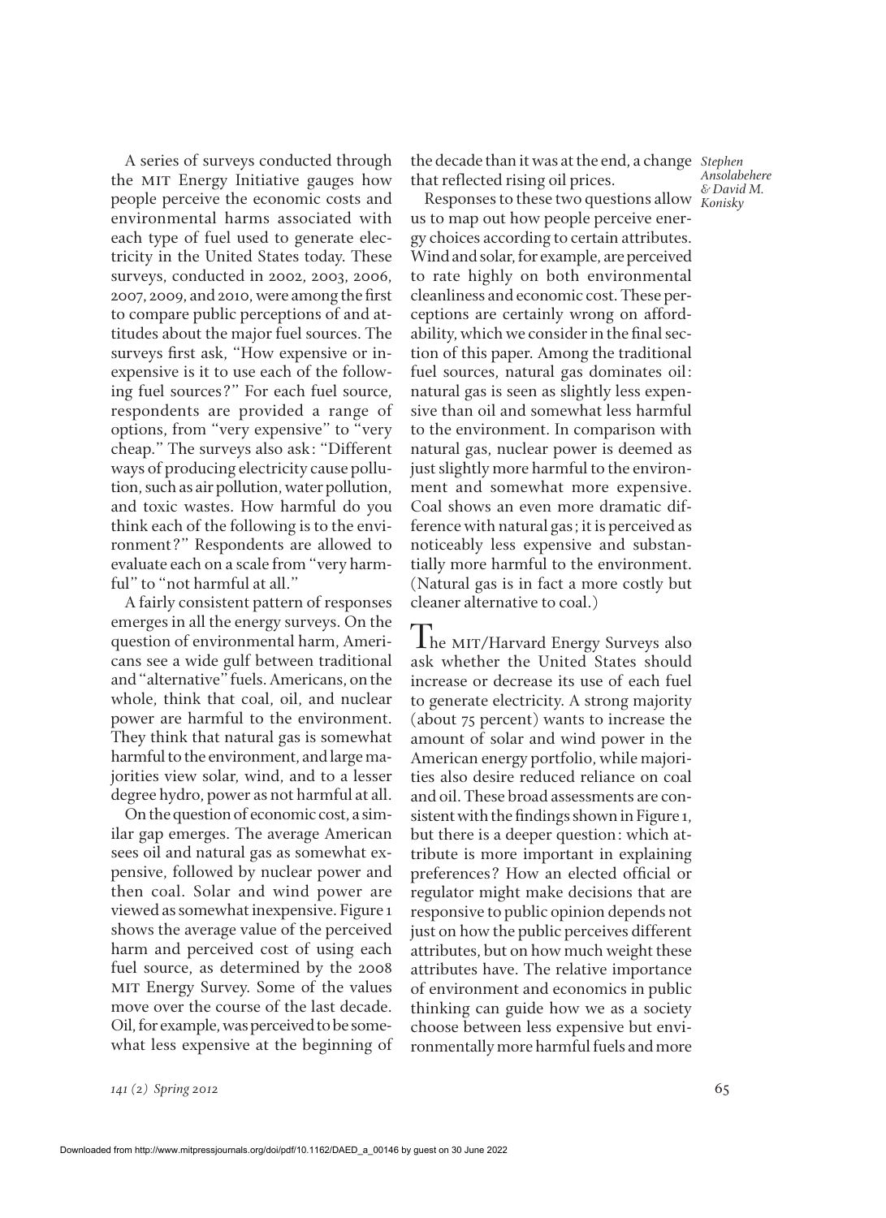A series of surveys conducted through the MIT Energy Initiative gauges how people perceive the economic costs and environmental harms associated with each type of fuel used to generate electricity in the United States today. These surveys, conducted in 2002, 2003, 2006, 2007, 2009, and 2010, were among the first to compare public perceptions of and attitudes about the major fuel sources. The surveys first ask, "How expensive or inexpensive is it to use each of the following fuel sources?" For each fuel source, respondents are provided a range of options, from "very expensive" to "very cheap." The surveys also ask: "Different ways of producing electricity cause pollution, such as air pollution, water pollution, and toxic wastes. How harmful do you think each of the following is to the environment?" Respondents are allowed to evaluate each on a scale from "very harmful" to "not harmful at all."

A fairly consistent pattern of responses emerges in all the energy surveys. On the question of environmental harm, Americans see a wide gulf between traditional and "alternative" fuels. Americans, on the whole, think that coal, oil, and nuclear power are harmful to the environment. They think that natural gas is somewhat harmful to the environment, and large majorities view solar, wind, and to a lesser degree hydro, power as not harmful at all.

On the question of economic cost, a similar gap emerges. The average American sees oil and natural gas as somewhat expensive, followed by nuclear power and then coal. Solar and wind power are viewed as somewhat inexpensive. Figure 1 shows the average value of the perceived harm and perceived cost of using each fuel source, as determined by the 2008 MIT Energy Survey. Some of the values move over the course of the last decade. Oil, for example, was perceived to be somewhat less expensive at the beginning of the decade than it was at the end, a change that reflected rising oil prices.

Responses to these two questions allow us to map out how people perceive energy choices according to certain attributes. Wind and solar, for example, are perceived to rate highly on both environmental cleanliness and economic cost. These perceptions are certainly wrong on affordability, which we consider in the final section of this paper. Among the traditional fuel sources, natural gas dominates oil: natural gas is seen as slightly less expensive than oil and somewhat less harmful to the environment. In comparison with natural gas, nuclear power is deemed as just slightly more harmful to the environment and somewhat more expensive. Coal shows an even more dramatic difference with natural gas; it is perceived as noticeably less expensive and substantially more harmful to the environment. (Natural gas is in fact a more costly but cleaner alternative to coal.)

The MIT/Harvard Energy Surveys also ask whether the United States should increase or decrease its use of each fuel to generate electricity. A strong majority (about 75 percent) wants to increase the amount of solar and wind power in the American energy portfolio, while majorities also desire reduced reliance on coal and oil. These broad assessments are consistent with the findings shown in Figure 1, but there is a deeper question: which attribute is more important in explaining preferences? How an elected official or regulator might make decisions that are responsive to public opinion depends not just on how the public perceives different attributes, but on how much weight these attributes have. The relative importance of environment and economics in public thinking can guide how we as a society choose between less expensive but environmentally more harmful fuels and more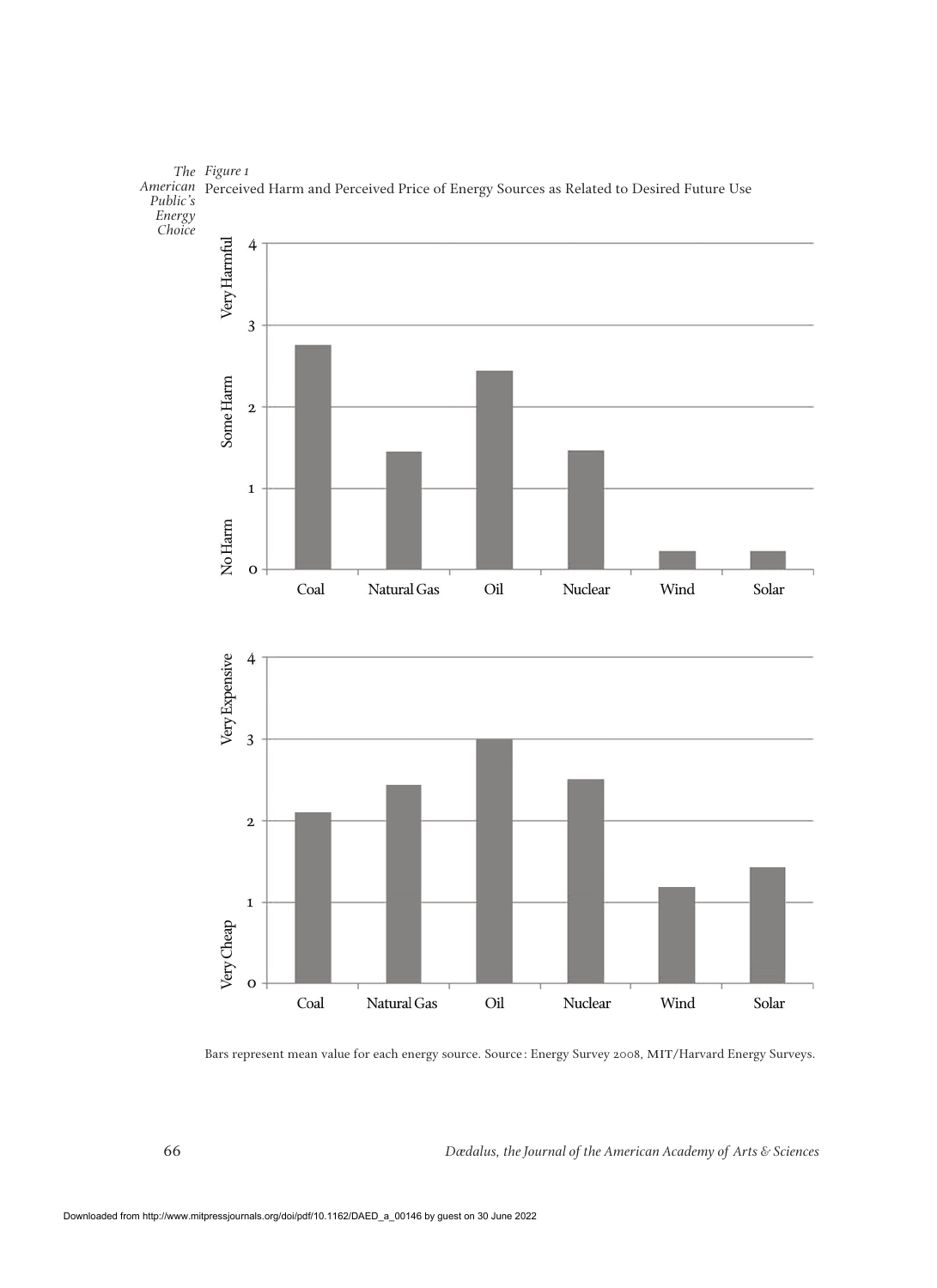*Figure 1*

Perceived Harm and Perceived Price of Energy Sources as Related to Desired Future Use

Bars represent mean value for each energy source. Source: Energy Survey 2008, MIT/Harvard Energy Surveys.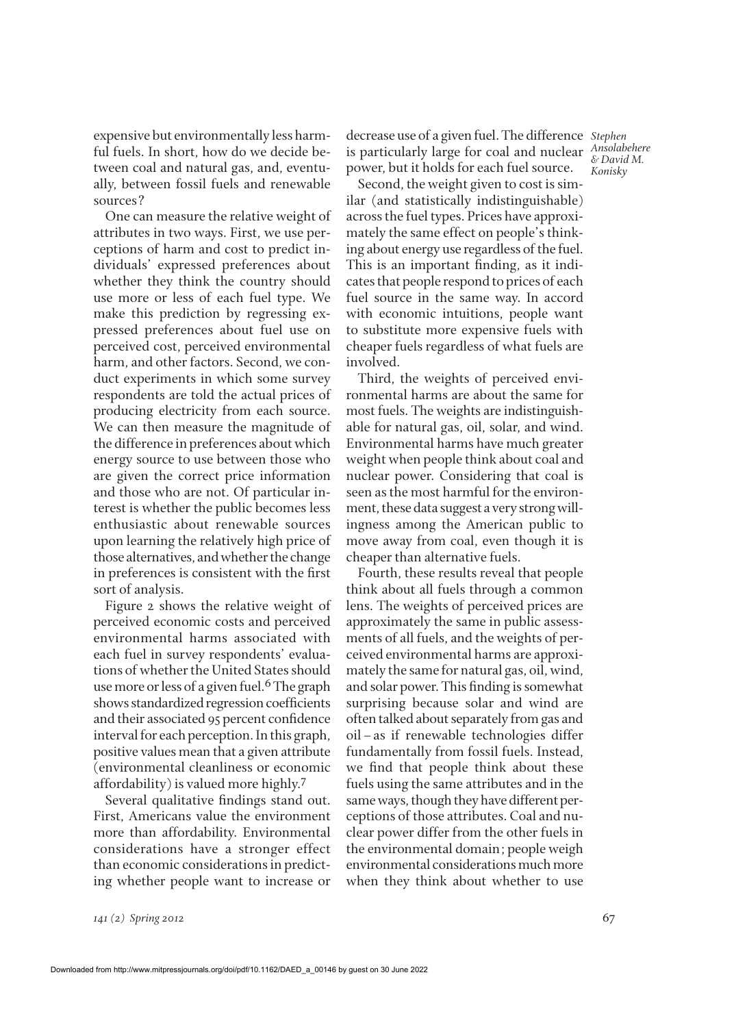expensive but environmentally less harmful fuels. In short, how do we decide between coal and natural gas, and, eventually, between fossil fuels and renewable sources?

One can measure the relative weight of attributes in two ways. First, we use perceptions of harm and cost to predict individuals' expressed preferences about whether they think the country should use more or less of each fuel type. We make this prediction by regressing expressed preferences about fuel use on perceived cost, perceived environmental harm, and other factors. Second, we conduct experiments in which some survey respondents are told the actual prices of producing electricity from each source. We can then measure the magnitude of the difference in preferences about which energy source to use between those who are given the correct price information and those who are not. Of particular interest is whether the public becomes less enthusiastic about renewable sources upon learning the relatively high price of those alternatives, and whether the change in preferences is consistent with the first sort of analysis.

Figure 2 shows the relative weight of perceived economic costs and perceived environmental harms associated with each fuel in survey respondents' evaluations of whether the United States should use more or less of a given fuel.[6] The graph shows standardized regression coefficients and their associated 95 percent confidence interval for each perception. In this graph, positive values mean that a given attribute (environmental cleanliness or economic affordability) is valued more highly.[7]

Several qualitative findings stand out. First, Americans value the environment more than affordability. Environmental considerations have a stronger effect than economic considerations in predicting whether people want to increase or decrease use of a given fuel. The difference is particularly large for coal and nuclear power, but it holds for each fuel source.

Second, the weight given to cost is similar (and statistically indistinguishable) across the fuel types. Prices have approximately the same effect on people's thinking about energy use regardless of the fuel. This is an important finding, as it indicates that people respond to prices of each fuel source in the same way. In accord with economic intuitions, people want to substitute more expensive fuels with cheaper fuels regardless of what fuels are involved.

Third, the weights of perceived environmental harms are about the same for most fuels. The weights are indistinguishable for natural gas, oil, solar, and wind. Environmental harms have much greater weight when people think about coal and nuclear power. Considering that coal is seen as the most harmful for the environment, these data suggest a very strong willingness among the American public to move away from coal, even though it is cheaper than alternative fuels.

Fourth, these results reveal that people think about all fuels through a common lens. The weights of perceived prices are approximately the same in public assessments of all fuels, and the weights of perceived environmental harms are approximately the same for natural gas, oil, wind, and solar power. This finding is somewhat surprising because solar and wind are often talked about separately from gas and oil – as if renewable technologies differ fundamentally from fossil fuels. Instead, we find that people think about these fuels using the same attributes and in the same ways, though they have different perceptions of those attributes. Coal and nuclear power differ from the other fuels in the environmental domain; people weigh environmental considerations much more when they think about whether to use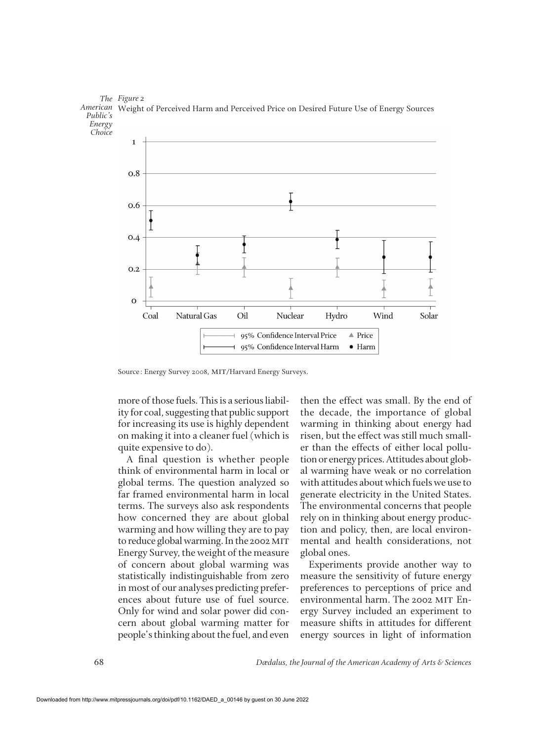*Figure 2*
Weight of Perceived Harm and Perceived Price on Desired Future Use of Energy Sources

Source: Energy Survey 2008, MIT/Harvard Energy Surveys.

more of those fuels. This is a serious liability for coal, suggesting that public support for increasing its use is highly dependent on making it into a cleaner fuel (which is quite expensive to do).

A final question is whether people think of environmental harm in local or global terms. The question analyzed so far framed environmental harm in local terms. The surveys also ask respondents how concerned they are about global warming and how willing they are to pay to reduce global warming. In the 2002 MIT Energy Survey, the weight of the measure of concern about global warming was statistically indistinguishable from zero in most of our analyses predicting preferences about future use of fuel source. Only for wind and solar power did concern about global warming matter for people's thinking about the fuel, and even then the effect was small. By the end of the decade, the importance of global warming in thinking about energy had risen, but the effect was still much smaller than the effects of either local pollution or energy prices. Attitudes about global warming have weak or no correlation with attitudes about which fuels we use to generate electricity in the United States. The environmental concerns that people rely on in thinking about energy production and policy, then, are local environmental and health considerations, not global ones.

Experiments provide another way to measure the sensitivity of future energy preferences to perceptions of price and environmental harm. The 2002 MIT Energy Survey included an experiment to measure shifts in attitudes for different energy sources in light of information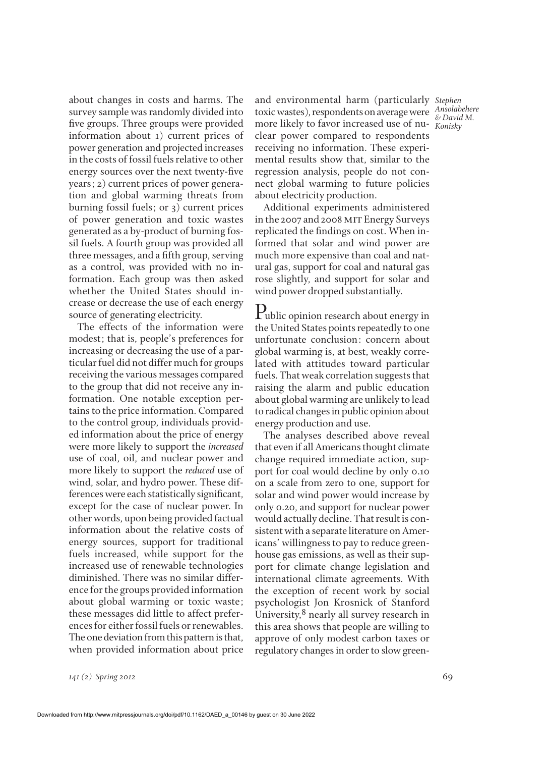about changes in costs and harms. The survey sample was randomly divided into five groups. Three groups were provided information about 1) current prices of power generation and projected increases in the costs of fossil fuels relative to other energy sources over the next twenty-five years; 2) current prices of power generation and global warming threats from burning fossil fuels; or 3) current prices of power generation and toxic wastes generated as a by-product of burning fossil fuels. A fourth group was provided all three messages, and a fifth group, serving as a control, was provided with no information. Each group was then asked whether the United States should increase or decrease the use of each energy source of generating electricity.

The effects of the information were modest; that is, people's preferences for increasing or decreasing the use of a particular fuel did not differ much for groups receiving the various messages compared to the group that did not receive any information. One notable exception pertains to the price information. Compared to the control group, individuals provided information about the price of energy were more likely to support the *increased* use of coal, oil, and nuclear power and more likely to support the *reduced* use of wind, solar, and hydro power. These differences were each statistically significant, except for the case of nuclear power. In other words, upon being provided factual information about the relative costs of energy sources, support for traditional fuels increased, while support for the increased use of renewable technologies diminished. There was no similar difference for the groups provided information about global warming or toxic waste; these messages did little to affect preferences for either fossil fuels or renewables. The one deviation from this pattern is that, when provided information about price and environmental harm (particularly toxic wastes), respondents on average were more likely to favor increased use of nuclear power compared to respondents receiving no information. These experimental results show that, similar to the regression analysis, people do not connect global warming to future policies about electricity production.

Additional experiments administered in the 2007 and 2008 MIT Energy Surveys replicated the findings on cost. When informed that solar and wind power are much more expensive than coal and natural gas, support for coal and natural gas rose slightly, and support for solar and wind power dropped substantially.

Public opinion research about energy in the United States points repeatedly to one unfortunate conclusion: concern about global warming is, at best, weakly correlated with attitudes toward particular fuels. That weak correlation suggests that raising the alarm and public education about global warming are unlikely to lead to radical changes in public opinion about energy production and use.

The analyses described above reveal that even if all Americans thought climate change required immediate action, support for coal would decline by only 0.10 on a scale from zero to one, support for solar and wind power would increase by only 0.20, and support for nuclear power would actually decline. That result is consistent with a separate literature on Americans' willingness to pay to reduce greenhouse gas emissions, as well as their support for climate change legislation and international climate agreements. With the exception of recent work by social psychologist Jon Krosnick of Stanford University,[8] nearly all survey research in this area shows that people are willing to approve of only modest carbon taxes or regulatory changes in order to slow green-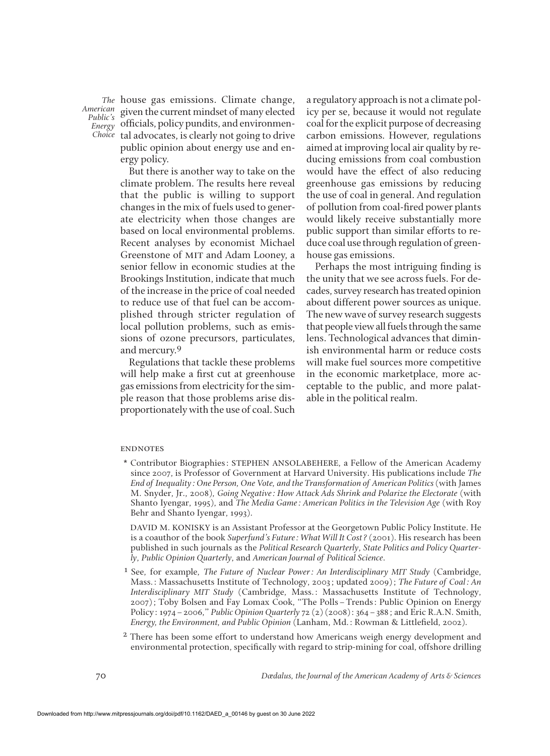house gas emissions. Climate change, given the current mindset of many elected officials, policy pundits, and environmental advocates, is clearly not going to drive public opinion about energy use and energy policy.

But there is another way to take on the climate problem. The results here reveal that the public is willing to support changes in the mix of fuels used to generate electricity when those changes are based on local environmental problems. Recent analyses by economist Michael Greenstone of MIT and Adam Looney, a senior fellow in economic studies at the Brookings Institution, indicate that much of the increase in the price of coal needed to reduce use of that fuel can be accomplished through stricter regulation of local pollution problems, such as emissions of ozone precursors, particulates, and mercury.[9]

Regulations that tackle these problems will help make a first cut at greenhouse gas emissions from electricity for the simple reason that those problems arise disproportionately with the use of coal. Such a regulatory approach is not a climate policy per se, because it would not regulate coal for the explicit purpose of decreasing carbon emissions. However, regulations aimed at improving local air quality by reducing emissions from coal combustion would have the effect of also reducing greenhouse gas emissions by reducing the use of coal in general. And regulation of pollution from coal-fired power plants would likely receive substantially more public support than similar efforts to reduce coal use through regulation of greenhouse gas emissions.

Perhaps the most intriguing finding is the unity that we see across fuels. For decades, survey research has treated opinion about different power sources as unique. The new wave of survey research suggests that people view all fuels through the same lens. Technological advances that diminish environmental harm or reduce costs will make fuel sources more competitive in the economic marketplace, more acceptable to the public, and more palatable in the political realm.

## ENDNOTES

\* Contributor Biographies: STEPHEN ANSOLABEHERE, a Fellow of the American Academy since 2007, is Professor of Government at Harvard University. His publications include *The End of Inequality: One Person, One Vote, and the Transformation of American Politics* (with James M. Snyder, Jr., 2008), *Going Negative: How Attack Ads Shrink and Polarize the Electorate* (with Shanto Iyengar, 1995), and *The Media Game: American Politics in the Television Age* (with Roy Behr and Shanto Iyengar, 1993).

DAVID M. KONISKY is an Assistant Professor at the Georgetown Public Policy Institute. He is a coauthor of the book *Superfund's Future: What Will It Cost?* (2001). His research has been published in such journals as the *Political Research Quarterly*, *State Politics and Policy Quarterly*, *Public Opinion Quarterly*, and *American Journal of Political Science*.

[1] See, for example, *The Future of Nuclear Power: An Interdisciplinary MIT Study* (Cambridge, Mass.: Massachusetts Institute of Technology, 2003; updated 2009); *The Future of Coal: An Interdisciplinary MIT Study* (Cambridge, Mass.: Massachusetts Institute of Technology, 2007); Toby Bolsen and Fay Lomax Cook, "The Polls – Trends: Public Opinion on Energy Policy: 1974 – 2006," *Public Opinion Quarterly* 72 (2) (2008): 364 – 388; and Eric R.A.N. Smith, *Energy, the Environment, and Public Opinion* (Lanham, Md.: Rowman & Littlefield, 2002).

[2] There has been some effort to understand how Americans weigh energy development and environmental protection, specifically with regard to strip-mining for coal, offshore drilling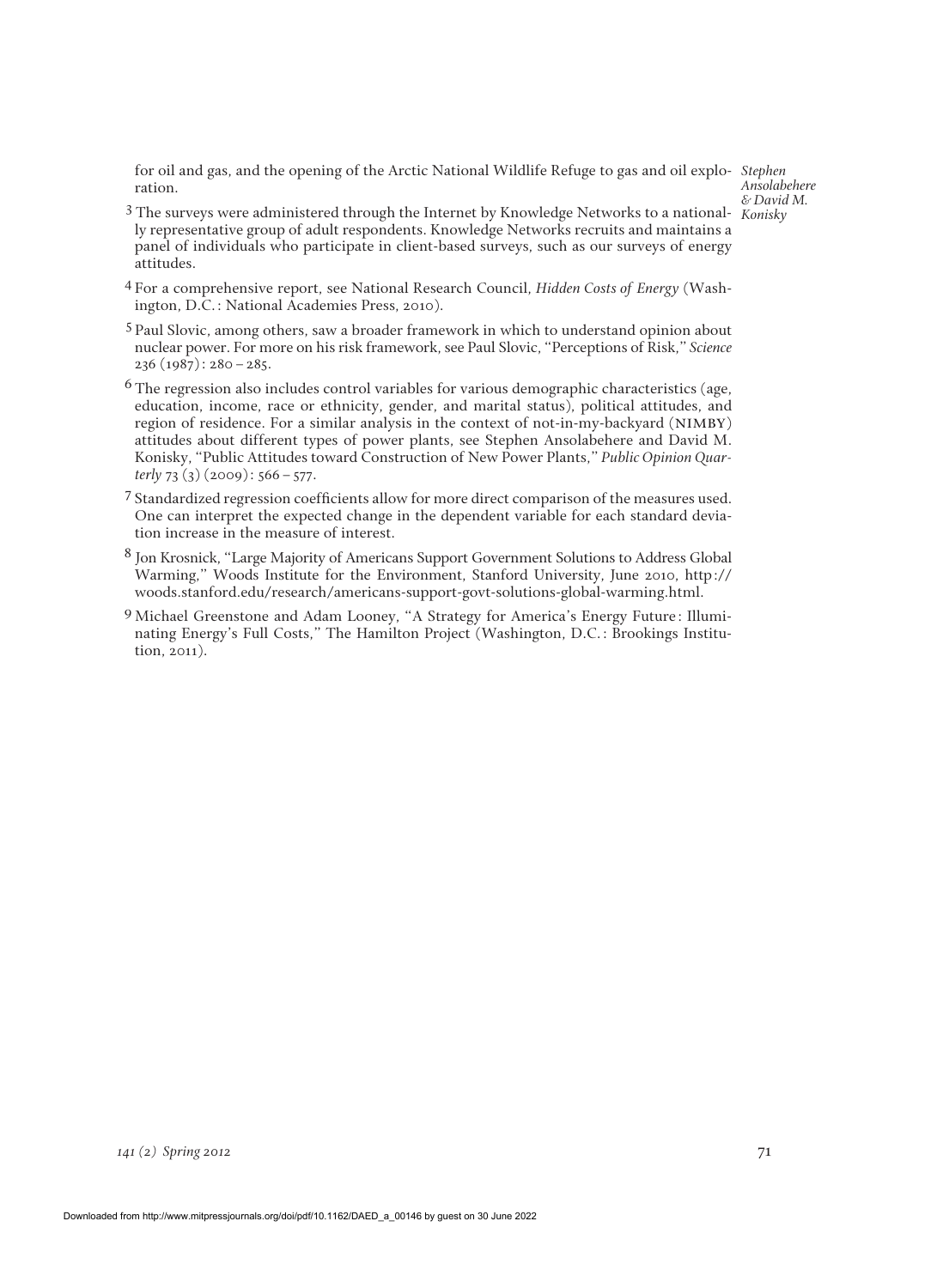for oil and gas, and the opening of the Arctic National Wildlife Refuge to gas and oil exploration.

3 The surveys were administered through the Internet by Knowledge Networks to a nationally representative group of adult respondents. Knowledge Networks recruits and maintains a panel of individuals who participate in client-based surveys, such as our surveys of energy attitudes.

4 For a comprehensive report, see National Research Council, *Hidden Costs of Energy* (Washington, D.C.: National Academies Press, 2010).

5 Paul Slovic, among others, saw a broader framework in which to understand opinion about nuclear power. For more on his risk framework, see Paul Slovic, "Perceptions of Risk," *Science* 236 (1987): 280–285.

6 The regression also includes control variables for various demographic characteristics (age, education, income, race or ethnicity, gender, and marital status), political attitudes, and region of residence. For a similar analysis in the context of not-in-my-backyard (NIMBY) attitudes about different types of power plants, see Stephen Ansolabehere and David M. Konisky, "Public Attitudes toward Construction of New Power Plants," *Public Opinion Quarterly* 73 (3) (2009): 566–577.

7 Standardized regression coefficients allow for more direct comparison of the measures used. One can interpret the expected change in the dependent variable for each standard deviation increase in the measure of interest.

8 Jon Krosnick, "Large Majority of Americans Support Government Solutions to Address Global Warming," Woods Institute for the Environment, Stanford University, June 2010, http://woods.stanford.edu/research/americans-support-govt-solutions-global-warming.html.

9 Michael Greenstone and Adam Looney, "A Strategy for America's Energy Future: Illuminating Energy's Full Costs," The Hamilton Project (Washington, D.C.: Brookings Institution, 2011).